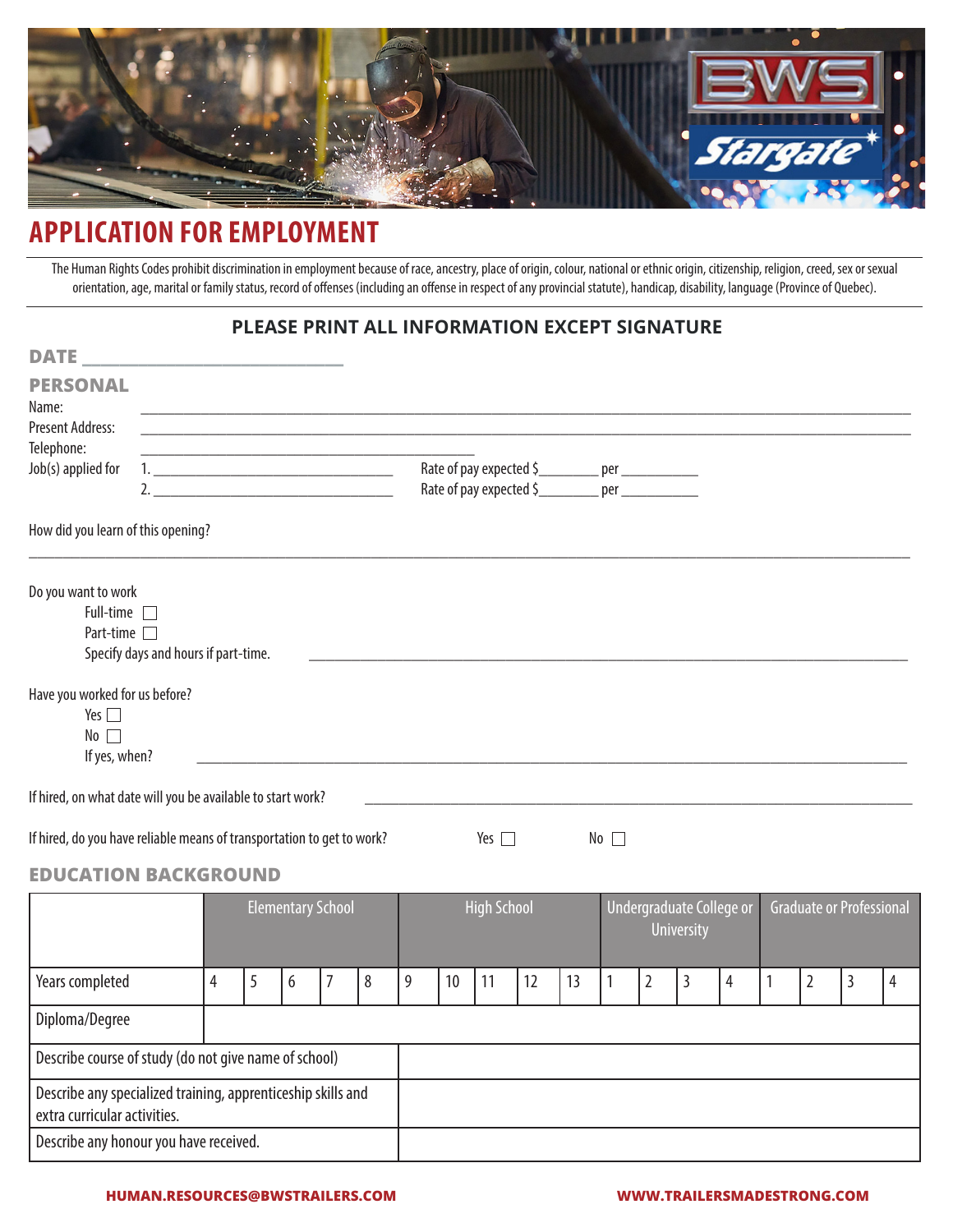# APPLICATION FOR EMPLOYMENT

The Human Rights Codes prohibit discrimination in employment because of race, ancestry, place of origin, colour, national or ethnic origin, citizenship, religion, creed, sex or sexual orientation, age, marital or family status, record of offenses (including an offense in respect of any provincial statute), handicap, disability, language (Province of Quebec).

**PLEASE PRINT ALL INFORMATION EXCEPT SIGNATURE**

**DATE** ______________________________

## PERSONAL

Name: ______________________________

Present Address: ______________________________

Telephone: ______________________________

Job(s) applied for 1. ______________________________ Rate of pay expected $________ per __________

2. ______________________________ Rate of pay expected $________ per __________

How did you learn of this opening?

______________________________

Do you want to work

- Full-time ☐
- Part-time ☐
- Specify days and hours if part-time. ______________________________

Have you worked for us before?

- Yes ☐
- No ☐
- If yes, when? ______________________________

If hired, on what date will you be available to start work? ______________________________

If hired, do you have reliable means of transportation to get to work? Yes ☐ No ☐

## EDUCATION BACKGROUND

| | Elementary School | | | | | High School | | | | | Undergraduate College or University | | | | Graduate or Professional | | | |
|---|---|---|---|---|---|---|---|---|---|---|---|---|---|---|---|---|---|---|
| Years completed | 4 | 5 | 6 | 7 | 8 | 9 | 10 | 11 | 12 | 13 | 1 | 2 | 3 | 4 | 1 | 2 | 3 | 4 |
| Diploma/Degree | | | | | | | | | | | | | | | | | | |
| Describe course of study (do not give name of school) | | | | | | | | | | | | | | | | | | |
| Describe any specialized training, apprenticeship skills and extra curricular activities. | | | | | | | | | | | | | | | | | | |
| Describe any honour you have received. | | | | | | | | | | | | | | | | | | |

HUMAN.RESOURCES@BWSTRAILERS.COM WWW.TRAILERSMADESTRONG.COM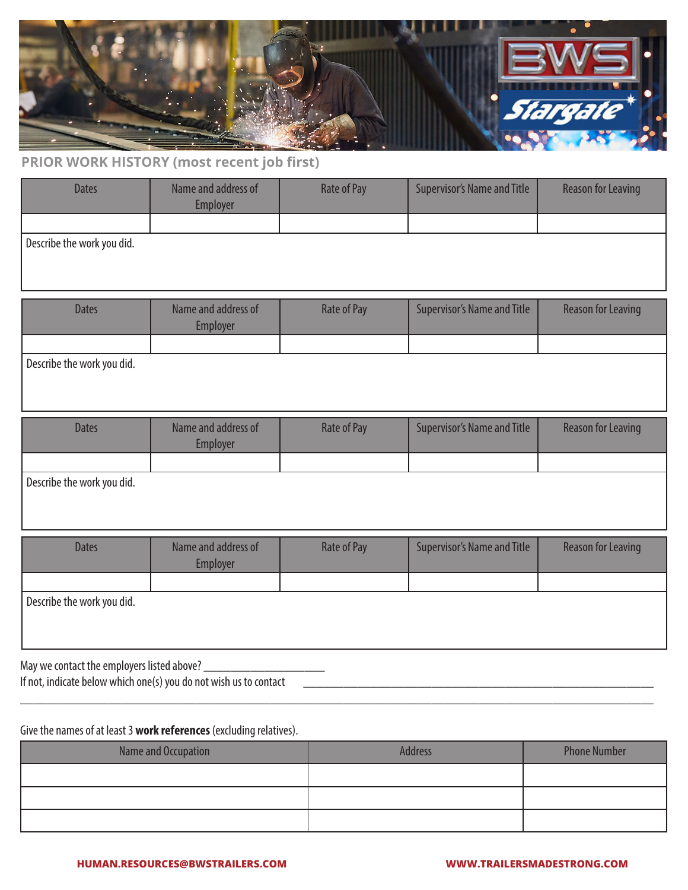## PRIOR WORK HISTORY (most recent job first)

| Dates | Name and address of Employer | Rate of Pay | Supervisor's Name and Title | Reason for Leaving |
|---|---|---|---|---|
| | | | | |

Describe the work you did.

| Dates | Name and address of Employer | Rate of Pay | Supervisor's Name and Title | Reason for Leaving |
|---|---|---|---|---|
| | | | | |

Describe the work you did.

| Dates | Name and address of Employer | Rate of Pay | Supervisor's Name and Title | Reason for Leaving |
|---|---|---|---|---|
| | | | | |

Describe the work you did.

| Dates | Name and address of Employer | Rate of Pay | Supervisor's Name and Title | Reason for Leaving |
|---|---|---|---|---|
| | | | | |

Describe the work you did.

May we contact the employers listed above? ______________________

If not, indicate below which one(s) you do not wish us to contact ________________________________________________________________

____________________________________________________________________________________________________

Give the names of at least 3 **work references** (excluding relatives).

| Name and Occupation | Address | Phone Number |
|---|---|---|
| | | |
| | | |
| | | |

**HUMAN.RESOURCES@BWSTRAILERS.COM** **WWW.TRAILERSMADESTRONG.COM**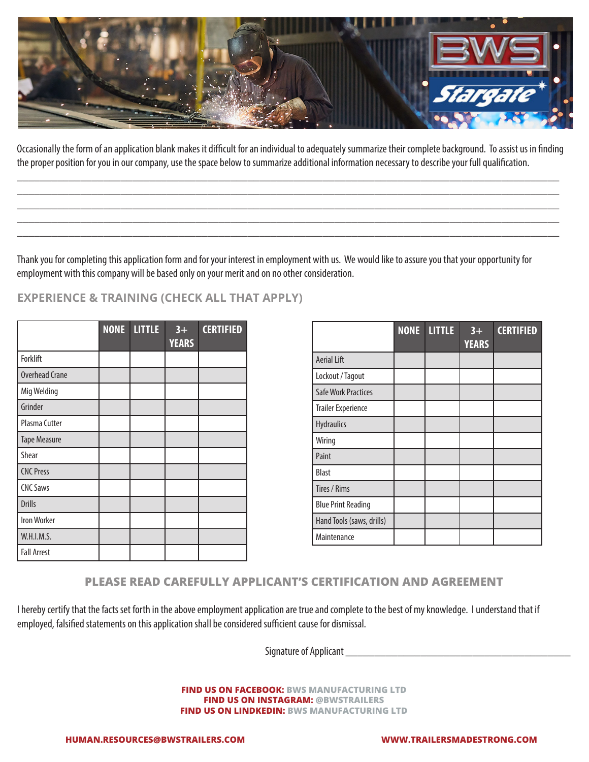Occasionally the form of an application blank makes it difficult for an individual to adequately summarize their complete background. To assist us in finding the proper position for you in our company, use the space below to summarize additional information necessary to describe your full qualification.

\_\_\_\_\_\_\_\_\_\_\_\_\_\_\_\_\_\_\_\_\_\_\_\_\_\_\_\_\_\_\_\_\_\_\_\_\_\_\_\_\_\_\_\_\_\_\_\_\_\_\_\_\_\_\_\_\_\_\_\_\_\_\_\_\_\_\_\_\_\_\_\_\_\_\_\_\_\_

\_\_\_\_\_\_\_\_\_\_\_\_\_\_\_\_\_\_\_\_\_\_\_\_\_\_\_\_\_\_\_\_\_\_\_\_\_\_\_\_\_\_\_\_\_\_\_\_\_\_\_\_\_\_\_\_\_\_\_\_\_\_\_\_\_\_\_\_\_\_\_\_\_\_\_\_\_\_

\_\_\_\_\_\_\_\_\_\_\_\_\_\_\_\_\_\_\_\_\_\_\_\_\_\_\_\_\_\_\_\_\_\_\_\_\_\_\_\_\_\_\_\_\_\_\_\_\_\_\_\_\_\_\_\_\_\_\_\_\_\_\_\_\_\_\_\_\_\_\_\_\_\_\_\_\_\_

\_\_\_\_\_\_\_\_\_\_\_\_\_\_\_\_\_\_\_\_\_\_\_\_\_\_\_\_\_\_\_\_\_\_\_\_\_\_\_\_\_\_\_\_\_\_\_\_\_\_\_\_\_\_\_\_\_\_\_\_\_\_\_\_\_\_\_\_\_\_\_\_\_\_\_\_\_\_

\_\_\_\_\_\_\_\_\_\_\_\_\_\_\_\_\_\_\_\_\_\_\_\_\_\_\_\_\_\_\_\_\_\_\_\_\_\_\_\_\_\_\_\_\_\_\_\_\_\_\_\_\_\_\_\_\_\_\_\_\_\_\_\_\_\_\_\_\_\_\_\_\_\_\_\_\_\_

Thank you for completing this application form and for your interest in employment with us. We would like to assure you that your opportunity for employment with this company will be based only on your merit and on no other consideration.

## EXPERIENCE & TRAINING (CHECK ALL THAT APPLY)

| | NONE | LITTLE | 3+ YEARS | CERTIFIED |
|---|---|---|---|---|
| Forklift | | | | |
| Overhead Crane | | | | |
| Mig Welding | | | | |
| Grinder | | | | |
| Plasma Cutter | | | | |
| Tape Measure | | | | |
| Shear | | | | |
| CNC Press | | | | |
| CNC Saws | | | | |
| Drills | | | | |
| Iron Worker | | | | |
| W.H.I.M.S. | | | | |
| Fall Arrest | | | | |

| | NONE | LITTLE | 3+ YEARS | CERTIFIED |
|---|---|---|---|---|
| Aerial Lift | | | | |
| Lockout / Tagout | | | | |
| Safe Work Practices | | | | |
| Trailer Experience | | | | |
| Hydraulics | | | | |
| Wiring | | | | |
| Paint | | | | |
| Blast | | | | |
| Tires / Rims | | | | |
| Blue Print Reading | | | | |
| Hand Tools (saws, drills) | | | | |
| Maintenance | | | | |

## PLEASE READ CAREFULLY APPLICANT'S CERTIFICATION AND AGREEMENT

I hereby certify that the facts set forth in the above employment application are true and complete to the best of my knowledge. I understand that if employed, falsified statements on this application shall be considered sufficient cause for dismissal.

Signature of Applicant \_\_\_\_\_\_\_\_\_\_\_\_\_\_\_\_\_\_\_\_\_\_\_\_\_\_\_\_\_\_\_\_\_\_\_\_\_\_\_\_

**FIND US ON FACEBOOK:** BWS MANUFACTURING LTD
**FIND US ON INSTAGRAM:** @BWSTRAILERS
**FIND US ON LINDKEDIN:** BWS MANUFACTURING LTD

**HUMAN.RESOURCES@BWSTRAILERS.COM** **WWW.TRAILERSMADESTRONG.COM**